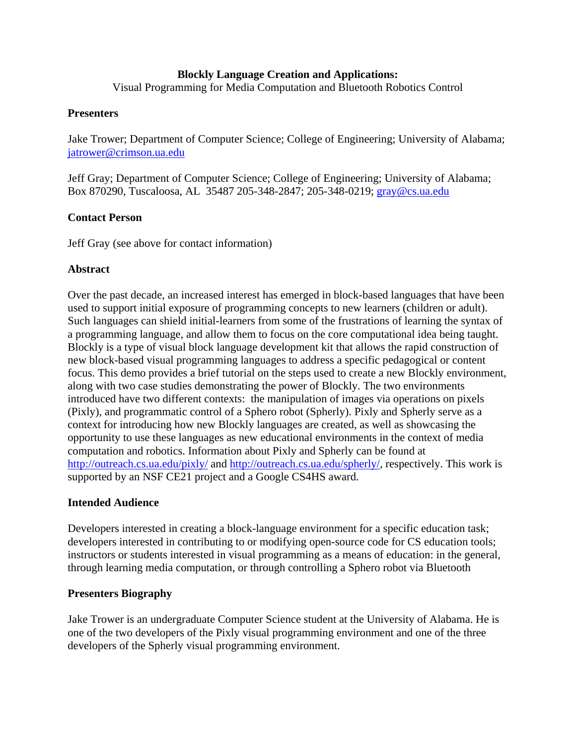**Blockly Language Creation and Applications:**
Visual Programming for Media Computation and Bluetooth Robotics Control

## Presenters

Jake Trower; Department of Computer Science; College of Engineering; University of Alabama; jatrower@crimson.ua.edu

Jeff Gray; Department of Computer Science; College of Engineering; University of Alabama; Box 870290, Tuscaloosa, AL 35487 205-348-2847; 205-348-0219; gray@cs.ua.edu

## Contact Person

Jeff Gray (see above for contact information)

## Abstract

Over the past decade, an increased interest has emerged in block-based languages that have been used to support initial exposure of programming concepts to new learners (children or adult). Such languages can shield initial-learners from some of the frustrations of learning the syntax of a programming language, and allow them to focus on the core computational idea being taught. Blockly is a type of visual block language development kit that allows the rapid construction of new block-based visual programming languages to address a specific pedagogical or content focus. This demo provides a brief tutorial on the steps used to create a new Blockly environment, along with two case studies demonstrating the power of Blockly. The two environments introduced have two different contexts: the manipulation of images via operations on pixels (Pixly), and programmatic control of a Sphero robot (Spherly). Pixly and Spherly serve as a context for introducing how new Blockly languages are created, as well as showcasing the opportunity to use these languages as new educational environments in the context of media computation and robotics. Information about Pixly and Spherly can be found at http://outreach.cs.ua.edu/pixly/ and http://outreach.cs.ua.edu/spherly/, respectively. This work is supported by an NSF CE21 project and a Google CS4HS award.

## Intended Audience

Developers interested in creating a block-language environment for a specific education task; developers interested in contributing to or modifying open-source code for CS education tools; instructors or students interested in visual programming as a means of education: in the general, through learning media computation, or through controlling a Sphero robot via Bluetooth

## Presenters Biography

Jake Trower is an undergraduate Computer Science student at the University of Alabama. He is one of the two developers of the Pixly visual programming environment and one of the three developers of the Spherly visual programming environment.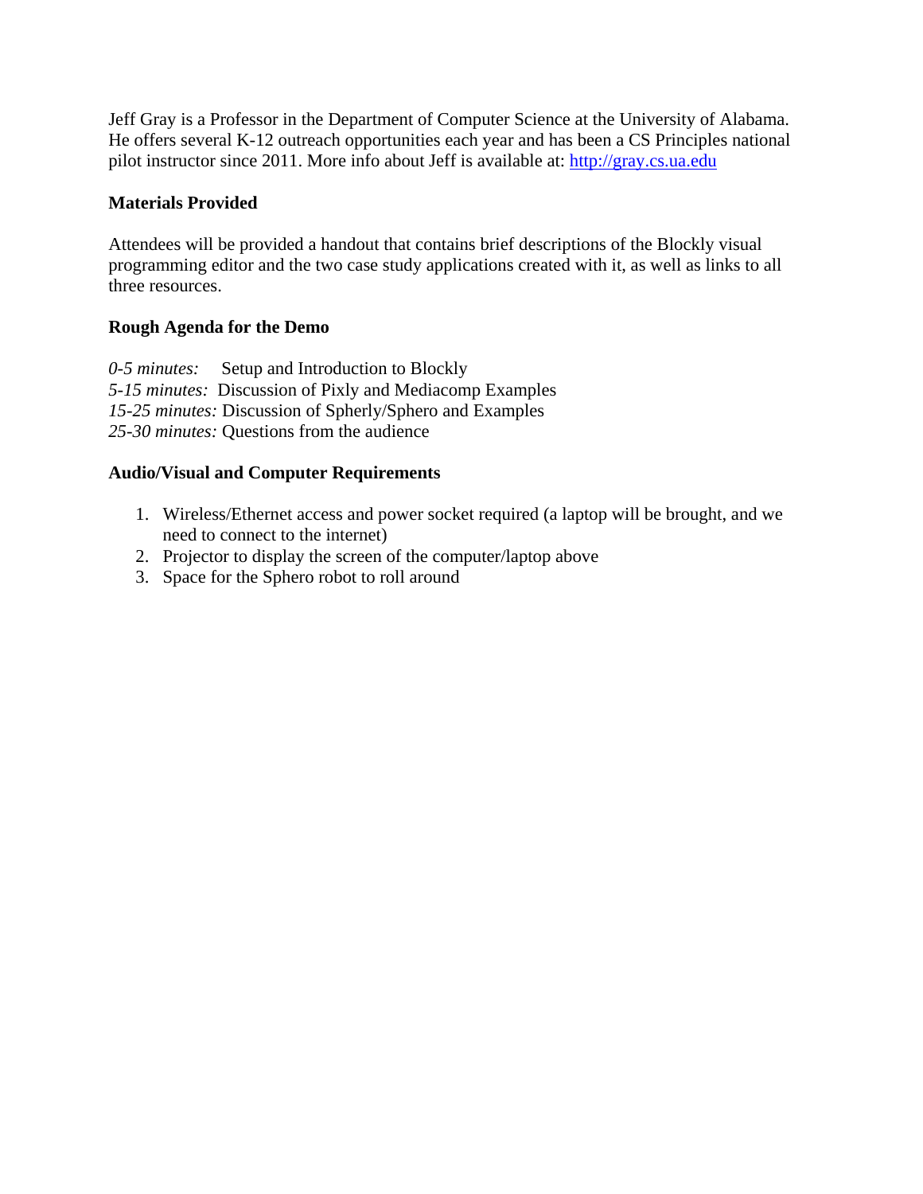Jeff Gray is a Professor in the Department of Computer Science at the University of Alabama. He offers several K-12 outreach opportunities each year and has been a CS Principles national pilot instructor since 2011. More info about Jeff is available at: [http://gray.cs.ua.edu](http://gray.cs.ua.edu)

**Materials Provided**

Attendees will be provided a handout that contains brief descriptions of the Blockly visual programming editor and the two case study applications created with it, as well as links to all three resources.

**Rough Agenda for the Demo**

*0-5 minutes:* Setup and Introduction to Blockly
*5-15 minutes:* Discussion of Pixly and Mediacomp Examples
*15-25 minutes:* Discussion of Spherly/Sphero and Examples
*25-30 minutes:* Questions from the audience

**Audio/Visual and Computer Requirements**

1. Wireless/Ethernet access and power socket required (a laptop will be brought, and we need to connect to the internet)
2. Projector to display the screen of the computer/laptop above
3. Space for the Sphero robot to roll around